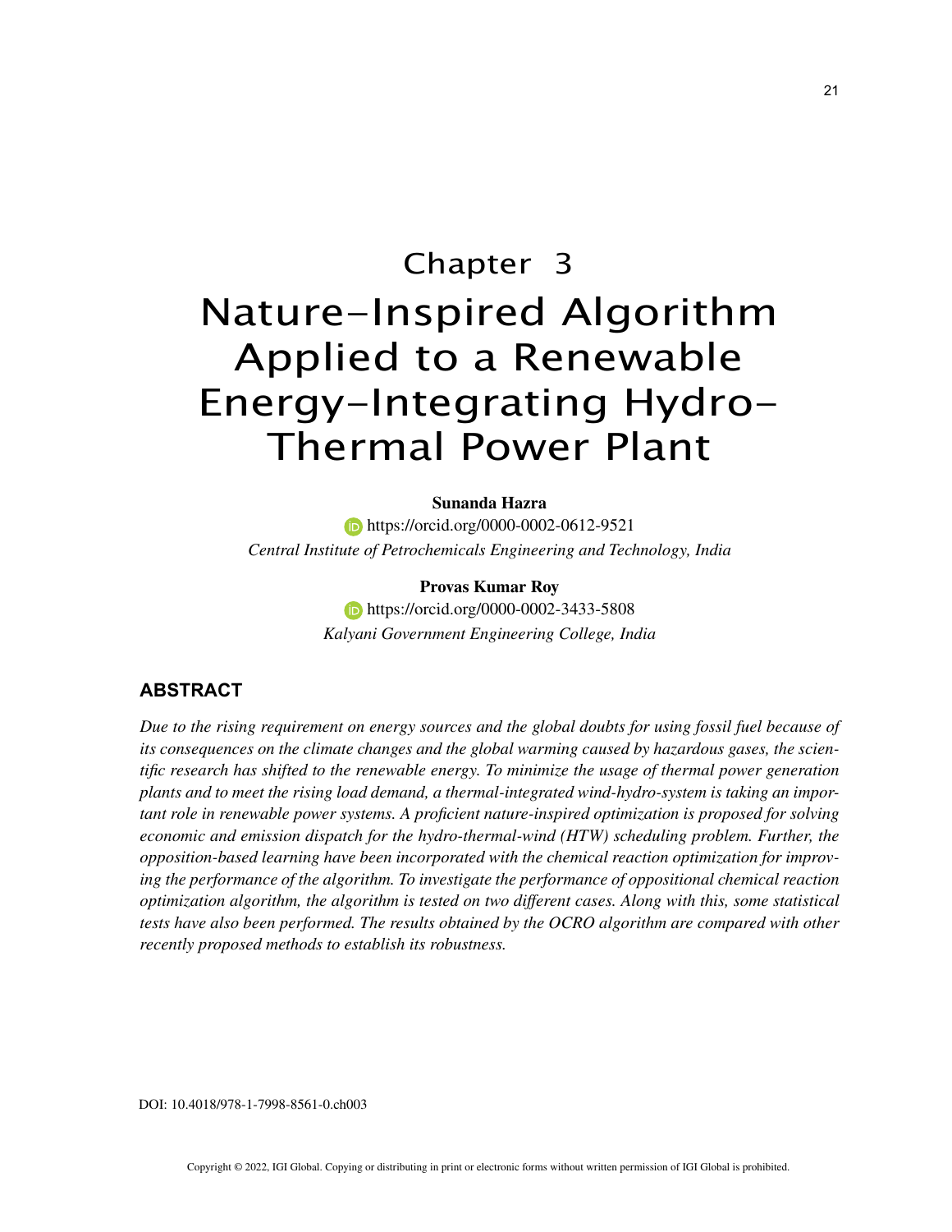# Chapter 3
# Nature-Inspired Algorithm Applied to a Renewable Energy-Integrating Hydro-Thermal Power Plant

**Sunanda Hazra**
https://orcid.org/0000-0002-0612-9521
*Central Institute of Petrochemicals Engineering and Technology, India*

**Provas Kumar Roy**
https://orcid.org/0000-0002-3433-5808
*Kalyani Government Engineering College, India*

## ABSTRACT

*Due to the rising requirement on energy sources and the global doubts for using fossil fuel because of its consequences on the climate changes and the global warming caused by hazardous gases, the scientific research has shifted to the renewable energy. To minimize the usage of thermal power generation plants and to meet the rising load demand, a thermal-integrated wind-hydro-system is taking an important role in renewable power systems. A proficient nature-inspired optimization is proposed for solving economic and emission dispatch for the hydro-thermal-wind (HTW) scheduling problem. Further, the opposition-based learning have been incorporated with the chemical reaction optimization for improving the performance of the algorithm. To investigate the performance of oppositional chemical reaction optimization algorithm, the algorithm is tested on two different cases. Along with this, some statistical tests have also been performed. The results obtained by the OCRO algorithm are compared with other recently proposed methods to establish its robustness.*

DOI: 10.4018/978-1-7998-8561-0.ch003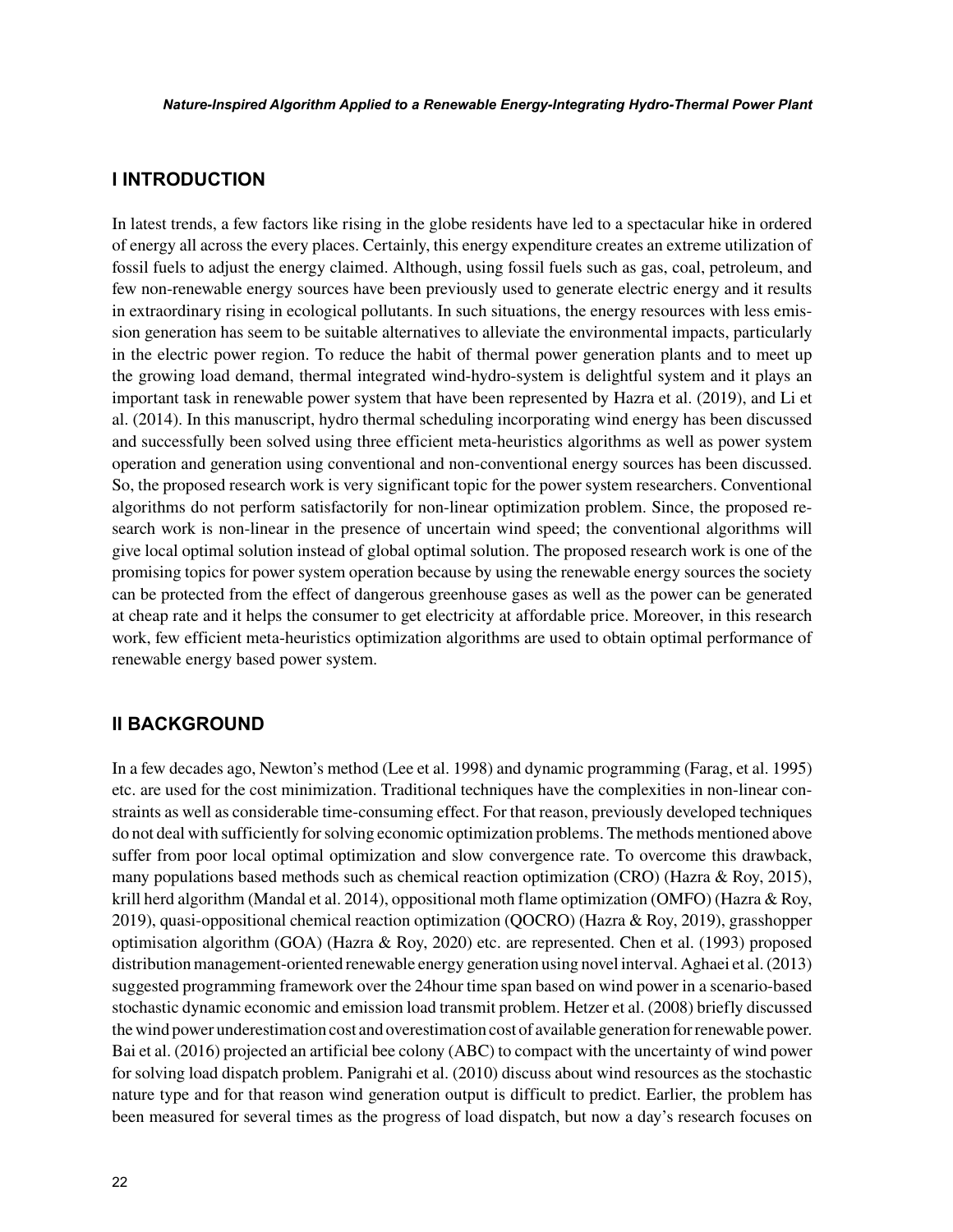## I INTRODUCTION

In latest trends, a few factors like rising in the globe residents have led to a spectacular hike in ordered of energy all across the every places. Certainly, this energy expenditure creates an extreme utilization of fossil fuels to adjust the energy claimed. Although, using fossil fuels such as gas, coal, petroleum, and few non-renewable energy sources have been previously used to generate electric energy and it results in extraordinary rising in ecological pollutants. In such situations, the energy resources with less emission generation has seem to be suitable alternatives to alleviate the environmental impacts, particularly in the electric power region. To reduce the habit of thermal power generation plants and to meet up the growing load demand, thermal integrated wind-hydro-system is delightful system and it plays an important task in renewable power system that have been represented by Hazra et al. (2019), and Li et al. (2014). In this manuscript, hydro thermal scheduling incorporating wind energy has been discussed and successfully been solved using three efficient meta-heuristics algorithms as well as power system operation and generation using conventional and non-conventional energy sources has been discussed. So, the proposed research work is very significant topic for the power system researchers. Conventional algorithms do not perform satisfactorily for non-linear optimization problem. Since, the proposed research work is non-linear in the presence of uncertain wind speed; the conventional algorithms will give local optimal solution instead of global optimal solution. The proposed research work is one of the promising topics for power system operation because by using the renewable energy sources the society can be protected from the effect of dangerous greenhouse gases as well as the power can be generated at cheap rate and it helps the consumer to get electricity at affordable price. Moreover, in this research work, few efficient meta-heuristics optimization algorithms are used to obtain optimal performance of renewable energy based power system.

## II BACKGROUND

In a few decades ago, Newton's method (Lee et al. 1998) and dynamic programming (Farag, et al. 1995) etc. are used for the cost minimization. Traditional techniques have the complexities in non-linear constraints as well as considerable time-consuming effect. For that reason, previously developed techniques do not deal with sufficiently for solving economic optimization problems. The methods mentioned above suffer from poor local optimal optimization and slow convergence rate. To overcome this drawback, many populations based methods such as chemical reaction optimization (CRO) (Hazra & Roy, 2015), krill herd algorithm (Mandal et al. 2014), oppositional moth flame optimization (OMFO) (Hazra & Roy, 2019), quasi-oppositional chemical reaction optimization (QOCRO) (Hazra & Roy, 2019), grasshopper optimisation algorithm (GOA) (Hazra & Roy, 2020) etc. are represented. Chen et al. (1993) proposed distribution management-oriented renewable energy generation using novel interval. Aghaei et al. (2013) suggested programming framework over the 24hour time span based on wind power in a scenario-based stochastic dynamic economic and emission load transmit problem. Hetzer et al. (2008) briefly discussed the wind power underestimation cost and overestimation cost of available generation for renewable power. Bai et al. (2016) projected an artificial bee colony (ABC) to compact with the uncertainty of wind power for solving load dispatch problem. Panigrahi et al. (2010) discuss about wind resources as the stochastic nature type and for that reason wind generation output is difficult to predict. Earlier, the problem has been measured for several times as the progress of load dispatch, but now a day's research focuses on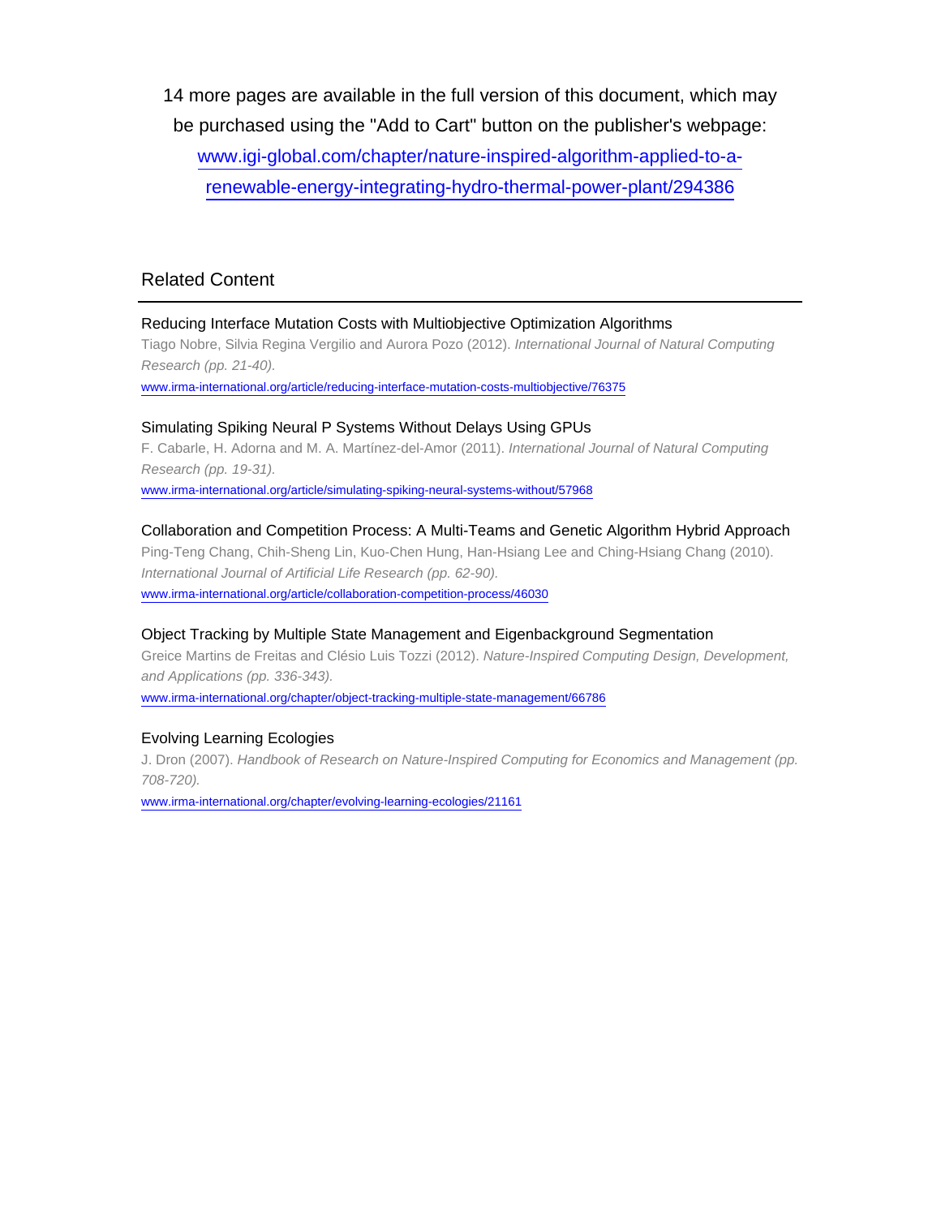14 more pages are available in the full version of this document, which may be purchased using the "Add to Cart" button on the publisher's webpage: [www.igi-global.com/chapter/nature-inspired-algorithm-applied-to-a-renewable-energy-integrating-hydro-thermal-power-plant/294386](www.igi-global.com/chapter/nature-inspired-algorithm-applied-to-a-renewable-energy-integrating-hydro-thermal-power-plant/294386)

## Related Content

### Reducing Interface Mutation Costs with Multiobjective Optimization Algorithms

Tiago Nobre, Silvia Regina Vergilio and Aurora Pozo (2012). *International Journal of Natural Computing Research (pp. 21-40).*

[www.irma-international.org/article/reducing-interface-mutation-costs-multiobjective/76375](www.irma-international.org/article/reducing-interface-mutation-costs-multiobjective/76375)

### Simulating Spiking Neural P Systems Without Delays Using GPUs

F. Cabarle, H. Adorna and M. A. Martínez-del-Amor (2011). *International Journal of Natural Computing Research (pp. 19-31).*

[www.irma-international.org/article/simulating-spiking-neural-systems-without/57968](www.irma-international.org/article/simulating-spiking-neural-systems-without/57968)

### Collaboration and Competition Process: A Multi-Teams and Genetic Algorithm Hybrid Approach

Ping-Teng Chang, Chih-Sheng Lin, Kuo-Chen Hung, Han-Hsiang Lee and Ching-Hsiang Chang (2010). *International Journal of Artificial Life Research (pp. 62-90).*

[www.irma-international.org/article/collaboration-competition-process/46030](www.irma-international.org/article/collaboration-competition-process/46030)

### Object Tracking by Multiple State Management and Eigenbackground Segmentation

Greice Martins de Freitas and Clésio Luis Tozzi (2012). *Nature-Inspired Computing Design, Development, and Applications (pp. 336-343).*

[www.irma-international.org/chapter/object-tracking-multiple-state-management/66786](www.irma-international.org/chapter/object-tracking-multiple-state-management/66786)

### Evolving Learning Ecologies

J. Dron (2007). *Handbook of Research on Nature-Inspired Computing for Economics and Management (pp. 708-720).*

[www.irma-international.org/chapter/evolving-learning-ecologies/21161](www.irma-international.org/chapter/evolving-learning-ecologies/21161)